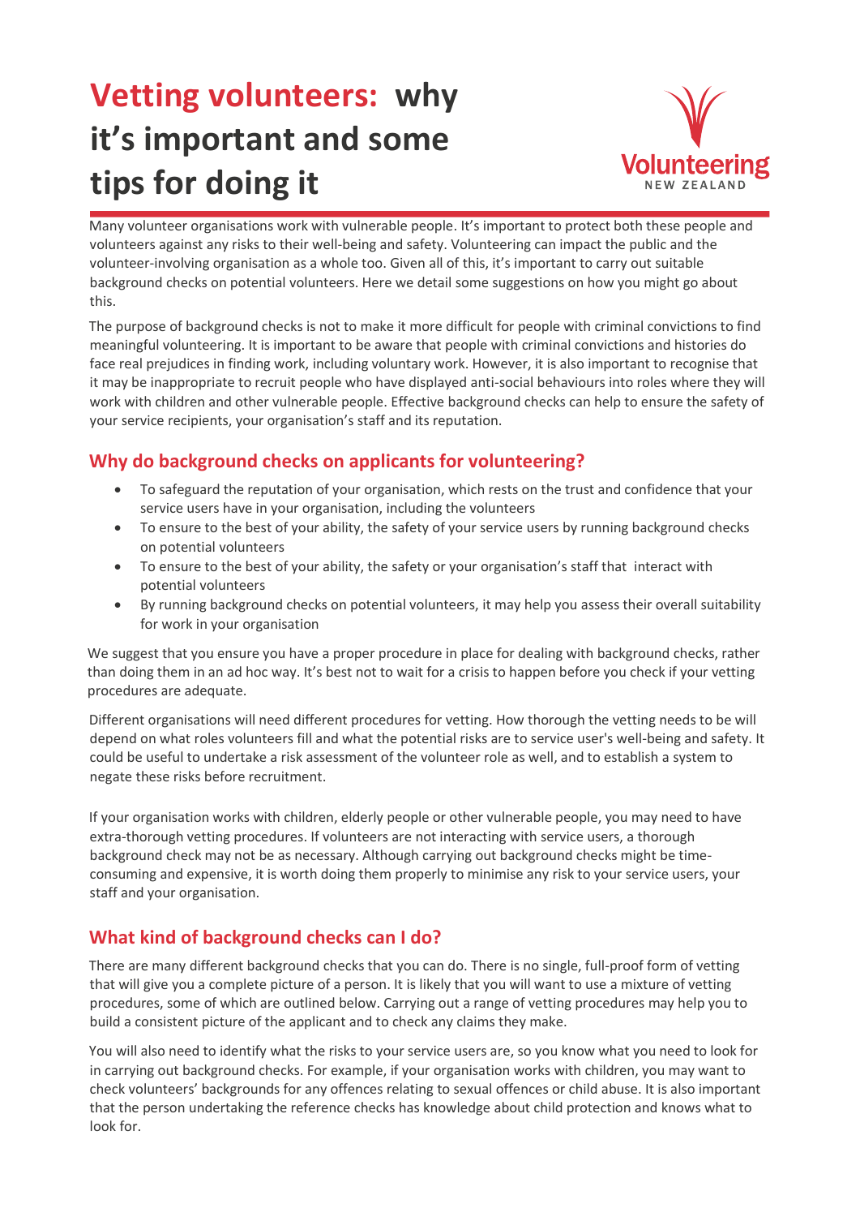# Vetting volunteers: why it's important and some tips for doing it

Many volunteer organisations work with vulnerable people. It's important to protect both these people and volunteers against any risks to their well-being and safety. Volunteering can impact the public and the volunteer-involving organisation as a whole too. Given all of this, it's important to carry out suitable background checks on potential volunteers. Here we detail some suggestions on how you might go about this.

The purpose of background checks is not to make it more difficult for people with criminal convictions to find meaningful volunteering. It is important to be aware that people with criminal convictions and histories do face real prejudices in finding work, including voluntary work. However, it is also important to recognise that it may be inappropriate to recruit people who have displayed anti-social behaviours into roles where they will work with children and other vulnerable people. Effective background checks can help to ensure the safety of your service recipients, your organisation's staff and its reputation.

## Why do background checks on applicants for volunteering?

- To safeguard the reputation of your organisation, which rests on the trust and confidence that your service users have in your organisation, including the volunteers
- To ensure to the best of your ability, the safety of your service users by running background checks on potential volunteers
- To ensure to the best of your ability, the safety or your organisation's staff that interact with potential volunteers
- By running background checks on potential volunteers, it may help you assess their overall suitability for work in your organisation

We suggest that you ensure you have a proper procedure in place for dealing with background checks, rather than doing them in an ad hoc way. It's best not to wait for a crisis to happen before you check if your vetting procedures are adequate.

Different organisations will need different procedures for vetting. How thorough the vetting needs to be will depend on what roles volunteers fill and what the potential risks are to service user's well-being and safety. It could be useful to undertake a risk assessment of the volunteer role as well, and to establish a system to negate these risks before recruitment.

If your organisation works with children, elderly people or other vulnerable people, you may need to have extra-thorough vetting procedures. If volunteers are not interacting with service users, a thorough background check may not be as necessary. Although carrying out background checks might be time-consuming and expensive, it is worth doing them properly to minimise any risk to your service users, your staff and your organisation.

## What kind of background checks can I do?

There are many different background checks that you can do. There is no single, full-proof form of vetting that will give you a complete picture of a person. It is likely that you will want to use a mixture of vetting procedures, some of which are outlined below. Carrying out a range of vetting procedures may help you to build a consistent picture of the applicant and to check any claims they make.

You will also need to identify what the risks to your service users are, so you know what you need to look for in carrying out background checks. For example, if your organisation works with children, you may want to check volunteers' backgrounds for any offences relating to sexual offences or child abuse. It is also important that the person undertaking the reference checks has knowledge about child protection and knows what to look for.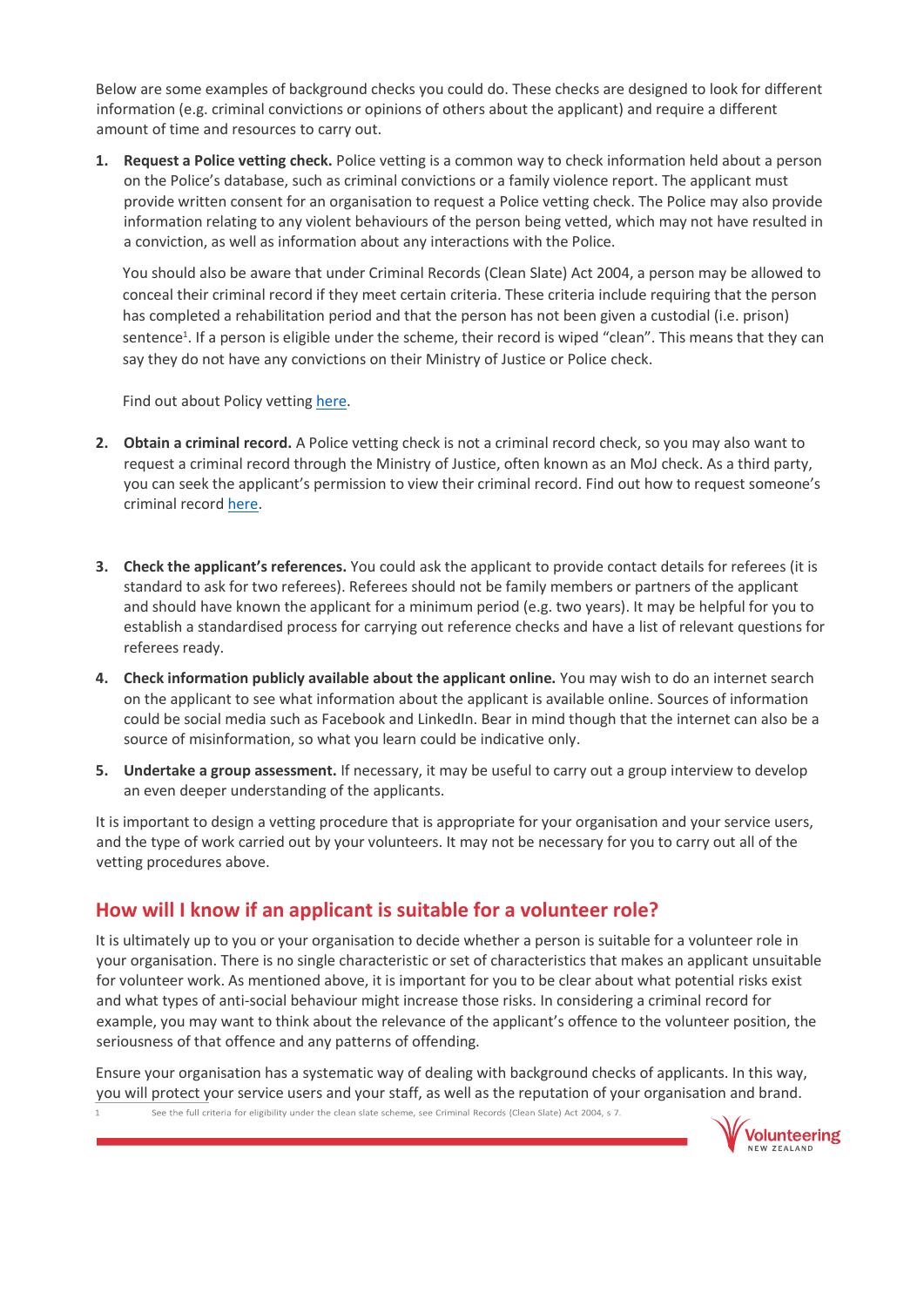Below are some examples of background checks you could do. These checks are designed to look for different information (e.g. criminal convictions or opinions of others about the applicant) and require a different amount of time and resources to carry out.

1. **Request a Police vetting check.** Police vetting is a common way to check information held about a person on the Police's database, such as criminal convictions or a family violence report. The applicant must provide written consent for an organisation to request a Police vetting check. The Police may also provide information relating to any violent behaviours of the person being vetted, which may not have resulted in a conviction, as well as information about any interactions with the Police.

   You should also be aware that under Criminal Records (Clean Slate) Act 2004, a person may be allowed to conceal their criminal record if they meet certain criteria. These criteria include requiring that the person has completed a rehabilitation period and that the person has not been given a custodial (i.e. prison) sentence[1]. If a person is eligible under the scheme, their record is wiped "clean". This means that they can say they do not have any convictions on their Ministry of Justice or Police check.

   Find out about Policy vetting here.

2. **Obtain a criminal record.** A Police vetting check is not a criminal record check, so you may also want to request a criminal record through the Ministry of Justice, often known as an MoJ check. As a third party, you can seek the applicant's permission to view their criminal record. Find out how to request someone's criminal record here.

3. **Check the applicant's references.** You could ask the applicant to provide contact details for referees (it is standard to ask for two referees). Referees should not be family members or partners of the applicant and should have known the applicant for a minimum period (e.g. two years). It may be helpful for you to establish a standardised process for carrying out reference checks and have a list of relevant questions for referees ready.

4. **Check information publicly available about the applicant online.** You may wish to do an internet search on the applicant to see what information about the applicant is available online. Sources of information could be social media such as Facebook and LinkedIn. Bear in mind though that the internet can also be a source of misinformation, so what you learn could be indicative only.

5. **Undertake a group assessment.** If necessary, it may be useful to carry out a group interview to develop an even deeper understanding of the applicants.

It is important to design a vetting procedure that is appropriate for your organisation and your service users, and the type of work carried out by your volunteers. It may not be necessary for you to carry out all of the vetting procedures above.

## How will I know if an applicant is suitable for a volunteer role?

It is ultimately up to you or your organisation to decide whether a person is suitable for a volunteer role in your organisation. There is no single characteristic or set of characteristics that makes an applicant unsuitable for volunteer work. As mentioned above, it is important for you to be clear about what potential risks exist and what types of anti-social behaviour might increase those risks. In considering a criminal record for example, you may want to think about the relevance of the applicant's offence to the volunteer position, the seriousness of that offence and any patterns of offending.

Ensure your organisation has a systematic way of dealing with background checks of applicants. In this way, you will protect your service users and your staff, as well as the reputation of your organisation and brand.

[1] See the full criteria for eligibility under the clean slate scheme, see Criminal Records (Clean Slate) Act 2004, s 7.